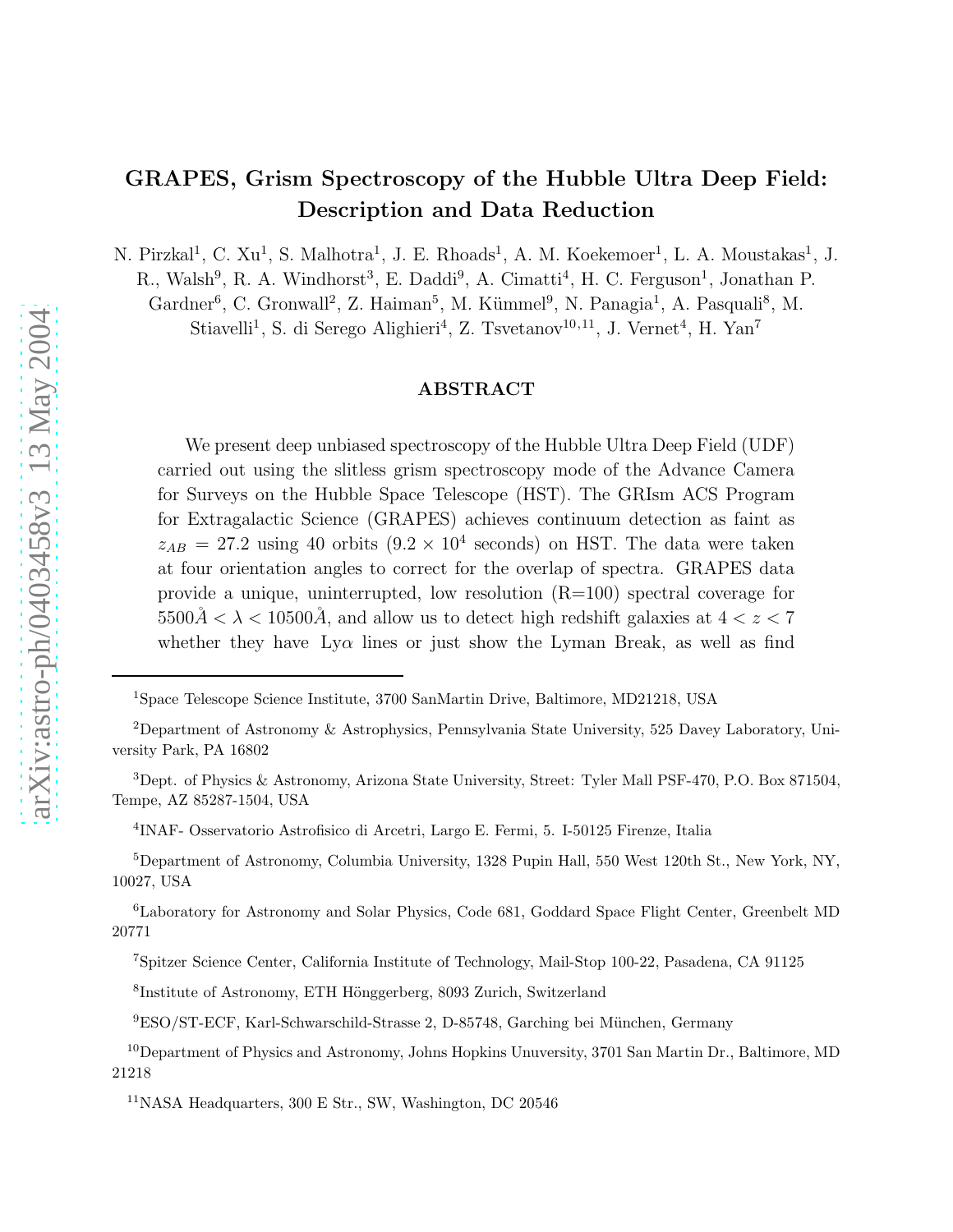# GRAPES, Grism Spectroscopy of the Hubble Ultra Deep Field: Description and Data Reduction

N. Pirzkal[1], C. Xu[1], S. Malhotra[1], J. E. Rhoads[1], A. M. Koekemoer[1], L. A. Moustakas[1], J. R., Walsh[9], R. A. Windhorst[3], E. Daddi[9], A. Cimatti[4], H. C. Ferguson[1], Jonathan P. Gardner[6], C. Gronwall[2], Z. Haiman[5], M. Kümmel[9], N. Panagia[1], A. Pasquali[8], M. Stiavelli[1], S. di Serego Alighieri[4], Z. Tsvetanov[10,11], J. Vernet[4], H. Yan[7]

## ABSTRACT

We present deep unbiased spectroscopy of the Hubble Ultra Deep Field (UDF) carried out using the slitless grism spectroscopy mode of the Advance Camera for Surveys on the Hubble Space Telescope (HST). The GRIsm ACS Program for Extragalactic Science (GRAPES) achieves continuum detection as faint as $z_{AB} = 27.2$ using 40 orbits ($9.2 \times 10^4$ seconds) on HST. The data were taken at four orientation angles to correct for the overlap of spectra. GRAPES data provide a unique, uninterrupted, low resolution (R=100) spectral coverage for $5500\AA < \lambda < 10500\AA$, and allow us to detect high redshift galaxies at $4 < z < 7$ whether they have Ly$\alpha$ lines or just show the Lyman Break, as well as find

---

[1]Space Telescope Science Institute, 3700 SanMartin Drive, Baltimore, MD21218, USA

[2]Department of Astronomy & Astrophysics, Pennsylvania State University, 525 Davey Laboratory, University Park, PA 16802

[3]Dept. of Physics & Astronomy, Arizona State University, Street: Tyler Mall PSF-470, P.O. Box 871504, Tempe, AZ 85287-1504, USA

[4]INAF- Osservatorio Astrofisico di Arcetri, Largo E. Fermi, 5. I-50125 Firenze, Italia

[5]Department of Astronomy, Columbia University, 1328 Pupin Hall, 550 West 120th St., New York, NY, 10027, USA

[6]Laboratory for Astronomy and Solar Physics, Code 681, Goddard Space Flight Center, Greenbelt MD 20771

[7]Spitzer Science Center, California Institute of Technology, Mail-Stop 100-22, Pasadena, CA 91125

[8]Institute of Astronomy, ETH Hönggerberg, 8093 Zurich, Switzerland

[9]ESO/ST-ECF, Karl-Schwarschild-Strasse 2, D-85748, Garching bei München, Germany

[10]Department of Physics and Astronomy, Johns Hopkins Unuversity, 3701 San Martin Dr., Baltimore, MD 21218

[11]NASA Headquarters, 300 E Str., SW, Washington, DC 20546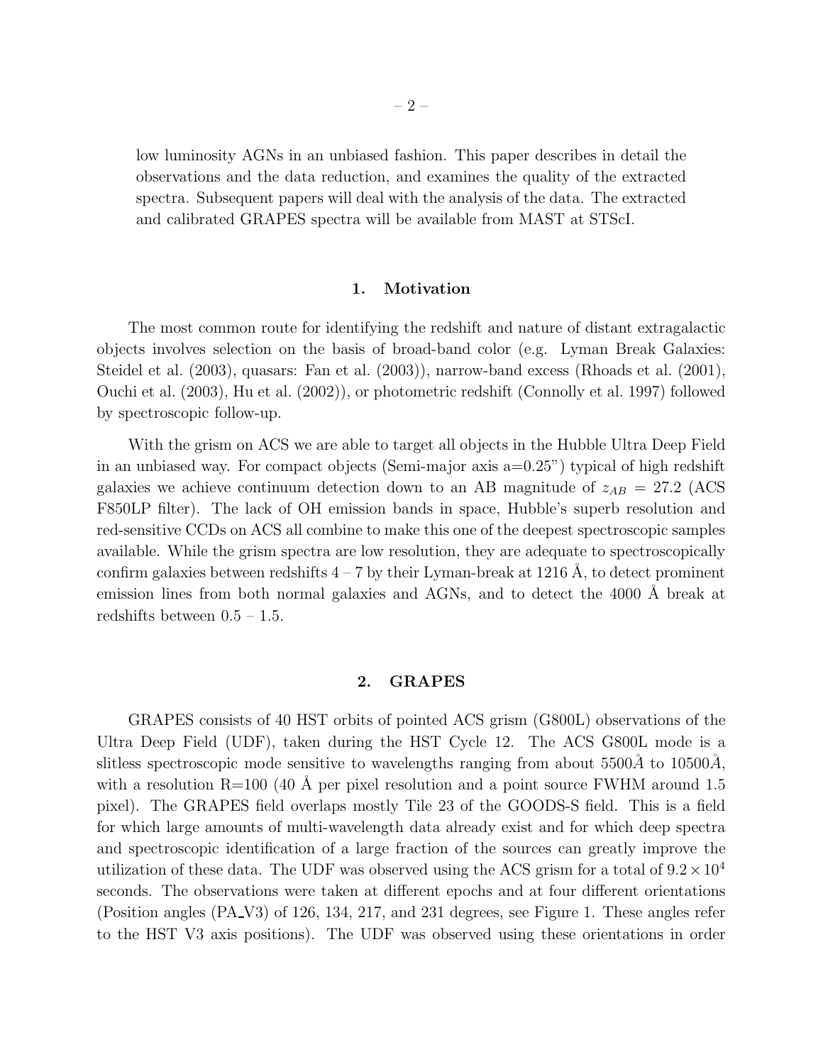low luminosity AGNs in an unbiased fashion. This paper describes in detail the observations and the data reduction, and examines the quality of the extracted spectra. Subsequent papers will deal with the analysis of the data. The extracted and calibrated GRAPES spectra will be available from MAST at STScI.

## 1. Motivation

The most common route for identifying the redshift and nature of distant extragalactic objects involves selection on the basis of broad-band color (e.g. Lyman Break Galaxies: Steidel et al. (2003), quasars: Fan et al. (2003)), narrow-band excess (Rhoads et al. (2001), Ouchi et al. (2003), Hu et al. (2002)), or photometric redshift (Connolly et al. 1997) followed by spectroscopic follow-up.

With the grism on ACS we are able to target all objects in the Hubble Ultra Deep Field in an unbiased way. For compact objects (Semi-major axis a=0.25") typical of high redshift galaxies we achieve continuum detection down to an AB magnitude of $z_{AB} = 27.2$ (ACS F850LP filter). The lack of OH emission bands in space, Hubble's superb resolution and red-sensitive CCDs on ACS all combine to make this one of the deepest spectroscopic samples available. While the grism spectra are low resolution, they are adequate to spectroscopically confirm galaxies between redshifts 4 – 7 by their Lyman-break at 1216 Å, to detect prominent emission lines from both normal galaxies and AGNs, and to detect the 4000 Å break at redshifts between 0.5 – 1.5.

## 2. GRAPES

GRAPES consists of 40 HST orbits of pointed ACS grism (G800L) observations of the Ultra Deep Field (UDF), taken during the HST Cycle 12. The ACS G800L mode is a slitless spectroscopic mode sensitive to wavelengths ranging from about $5500\AA$ to $10500\AA$, with a resolution R=100 (40 Å per pixel resolution and a point source FWHM around 1.5 pixel). The GRAPES field overlaps mostly Tile 23 of the GOODS-S field. This is a field for which large amounts of multi-wavelength data already exist and for which deep spectra and spectroscopic identification of a large fraction of the sources can greatly improve the utilization of these data. The UDF was observed using the ACS grism for a total of $9.2 \times 10^4$ seconds. The observations were taken at different epochs and at four different orientations (Position angles (PA_V3) of 126, 134, 217, and 231 degrees, see Figure 1. These angles refer to the HST V3 axis positions). The UDF was observed using these orientations in order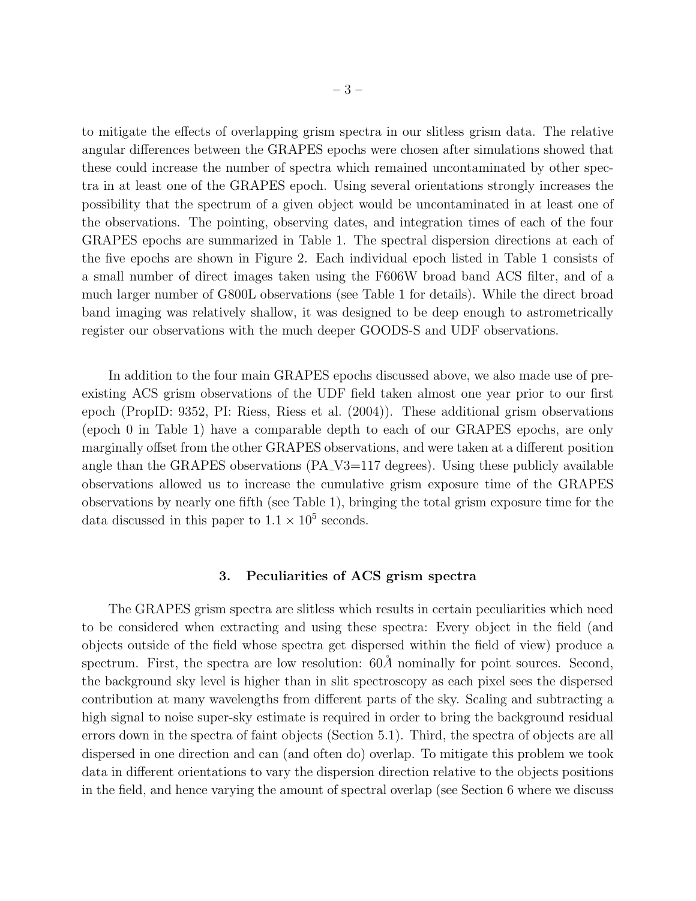to mitigate the effects of overlapping grism spectra in our slitless grism data. The relative angular differences between the GRAPES epochs were chosen after simulations showed that these could increase the number of spectra which remained uncontaminated by other spectra in at least one of the GRAPES epoch. Using several orientations strongly increases the possibility that the spectrum of a given object would be uncontaminated in at least one of the observations. The pointing, observing dates, and integration times of each of the four GRAPES epochs are summarized in Table 1. The spectral dispersion directions at each of the five epochs are shown in Figure 2. Each individual epoch listed in Table 1 consists of a small number of direct images taken using the F606W broad band ACS filter, and of a much larger number of G800L observations (see Table 1 for details). While the direct broad band imaging was relatively shallow, it was designed to be deep enough to astrometrically register our observations with the much deeper GOODS-S and UDF observations.

In addition to the four main GRAPES epochs discussed above, we also made use of pre-existing ACS grism observations of the UDF field taken almost one year prior to our first epoch (PropID: 9352, PI: Riess, Riess et al. (2004)). These additional grism observations (epoch 0 in Table 1) have a comparable depth to each of our GRAPES epochs, are only marginally offset from the other GRAPES observations, and were taken at a different position angle than the GRAPES observations (PA_V3=117 degrees). Using these publicly available observations allowed us to increase the cumulative grism exposure time of the GRAPES observations by nearly one fifth (see Table 1), bringing the total grism exposure time for the data discussed in this paper to $1.1 \times 10^5$ seconds.

## 3. Peculiarities of ACS grism spectra

The GRAPES grism spectra are slitless which results in certain peculiarities which need to be considered when extracting and using these spectra: Every object in the field (and objects outside of the field whose spectra get dispersed within the field of view) produce a spectrum. First, the spectra are low resolution: $60\AA$ nominally for point sources. Second, the background sky level is higher than in slit spectroscopy as each pixel sees the dispersed contribution at many wavelengths from different parts of the sky. Scaling and subtracting a high signal to noise super-sky estimate is required in order to bring the background residual errors down in the spectra of faint objects (Section 5.1). Third, the spectra of objects are all dispersed in one direction and can (and often do) overlap. To mitigate this problem we took data in different orientations to vary the dispersion direction relative to the objects positions in the field, and hence varying the amount of spectral overlap (see Section 6 where we discuss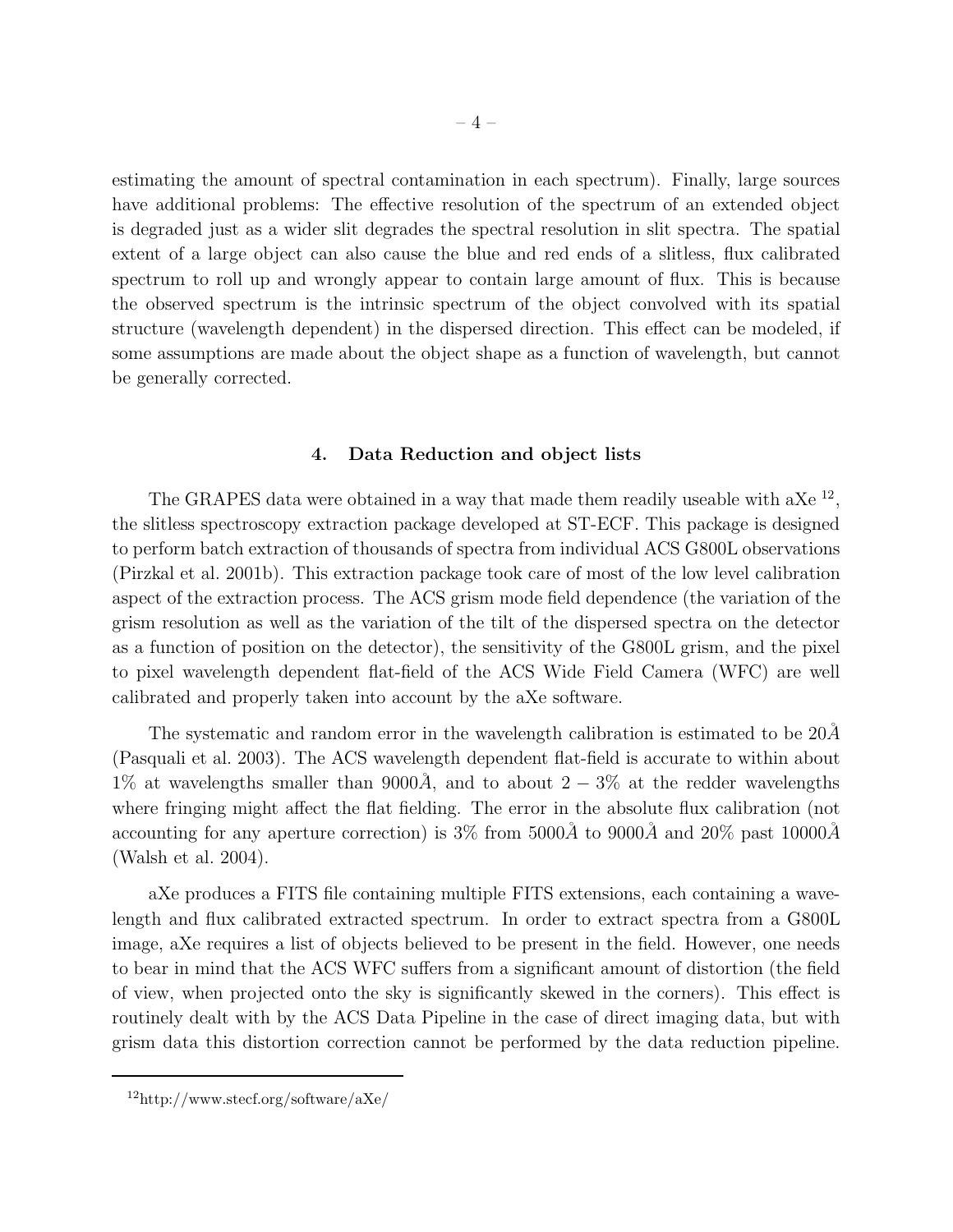estimating the amount of spectral contamination in each spectrum). Finally, large sources have additional problems: The effective resolution of the spectrum of an extended object is degraded just as a wider slit degrades the spectral resolution in slit spectra. The spatial extent of a large object can also cause the blue and red ends of a slitless, flux calibrated spectrum to roll up and wrongly appear to contain large amount of flux. This is because the observed spectrum is the intrinsic spectrum of the object convolved with its spatial structure (wavelength dependent) in the dispersed direction. This effect can be modeled, if some assumptions are made about the object shape as a function of wavelength, but cannot be generally corrected.

## 4. Data Reduction and object lists

The GRAPES data were obtained in a way that made them readily useable with aXe [12], the slitless spectroscopy extraction package developed at ST-ECF. This package is designed to perform batch extraction of thousands of spectra from individual ACS G800L observations (Pirzkal et al. 2001b). This extraction package took care of most of the low level calibration aspect of the extraction process. The ACS grism mode field dependence (the variation of the grism resolution as well as the variation of the tilt of the dispersed spectra on the detector as a function of position on the detector), the sensitivity of the G800L grism, and the pixel to pixel wavelength dependent flat-field of the ACS Wide Field Camera (WFC) are well calibrated and properly taken into account by the aXe software.

The systematic and random error in the wavelength calibration is estimated to be $20\AA$ (Pasquali et al. 2003). The ACS wavelength dependent flat-field is accurate to within about 1% at wavelengths smaller than $9000\AA$, and to about $2-3\%$ at the redder wavelengths where fringing might affect the flat fielding. The error in the absolute flux calibration (not accounting for any aperture correction) is 3% from $5000\AA$ to $9000\AA$ and 20% past $10000\AA$ (Walsh et al. 2004).

aXe produces a FITS file containing multiple FITS extensions, each containing a wavelength and flux calibrated extracted spectrum. In order to extract spectra from a G800L image, aXe requires a list of objects believed to be present in the field. However, one needs to bear in mind that the ACS WFC suffers from a significant amount of distortion (the field of view, when projected onto the sky is significantly skewed in the corners). This effect is routinely dealt with by the ACS Data Pipeline in the case of direct imaging data, but with grism data this distortion correction cannot be performed by the data reduction pipeline.

[12] http://www.stecf.org/software/aXe/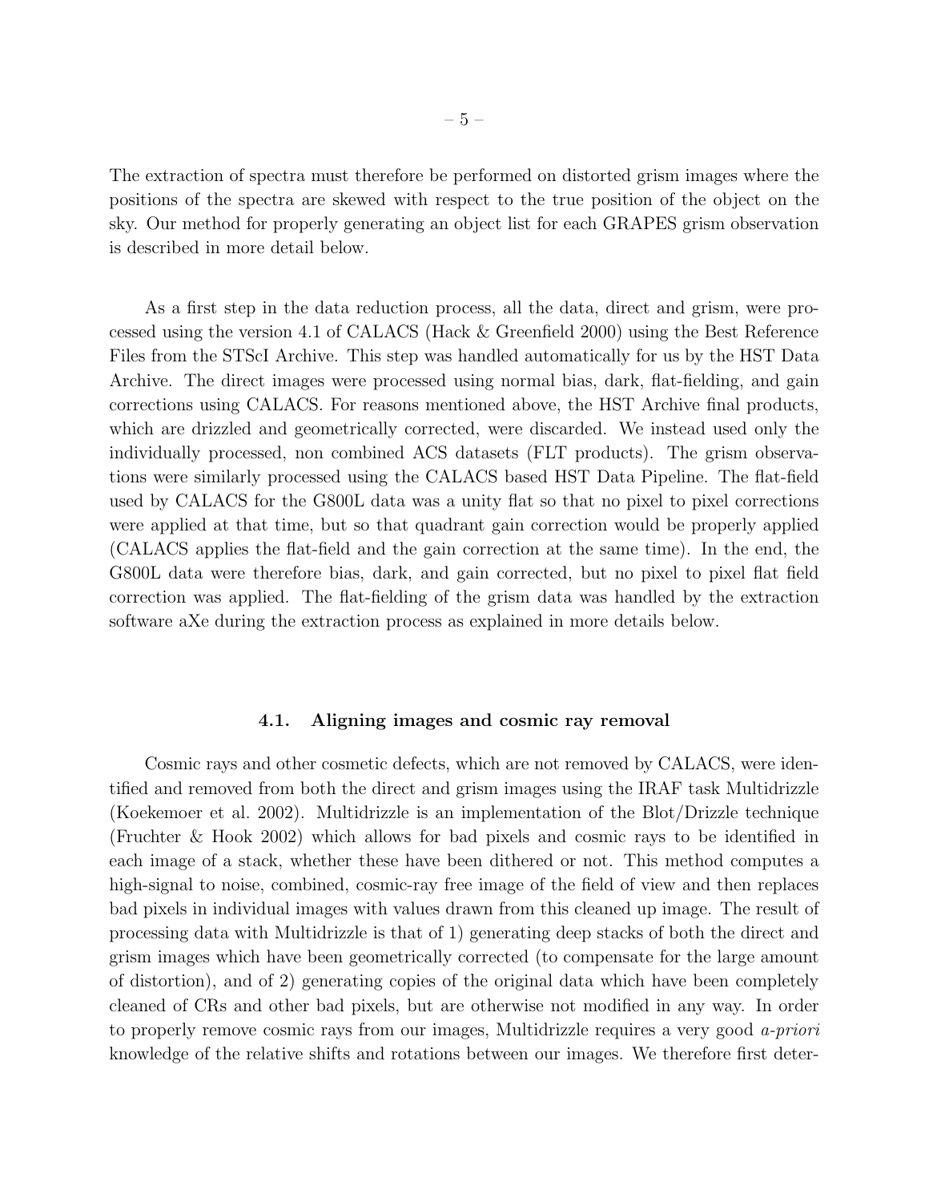The extraction of spectra must therefore be performed on distorted grism images where the positions of the spectra are skewed with respect to the true position of the object on the sky. Our method for properly generating an object list for each GRAPES grism observation is described in more detail below.

As a first step in the data reduction process, all the data, direct and grism, were processed using the version 4.1 of CALACS (Hack & Greenfield 2000) using the Best Reference Files from the STScI Archive. This step was handled automatically for us by the HST Data Archive. The direct images were processed using normal bias, dark, flat-fielding, and gain corrections using CALACS. For reasons mentioned above, the HST Archive final products, which are drizzled and geometrically corrected, were discarded. We instead used only the individually processed, non combined ACS datasets (FLT products). The grism observations were similarly processed using the CALACS based HST Data Pipeline. The flat-field used by CALACS for the G800L data was a unity flat so that no pixel to pixel corrections were applied at that time, but so that quadrant gain correction would be properly applied (CALACS applies the flat-field and the gain correction at the same time). In the end, the G800L data were therefore bias, dark, and gain corrected, but no pixel to pixel flat field correction was applied. The flat-fielding of the grism data was handled by the extraction software aXe during the extraction process as explained in more details below.

### 4.1. Aligning images and cosmic ray removal

Cosmic rays and other cosmetic defects, which are not removed by CALACS, were identified and removed from both the direct and grism images using the IRAF task Multidrizzle (Koekemoer et al. 2002). Multidrizzle is an implementation of the Blot/Drizzle technique (Fruchter & Hook 2002) which allows for bad pixels and cosmic rays to be identified in each image of a stack, whether these have been dithered or not. This method computes a high-signal to noise, combined, cosmic-ray free image of the field of view and then replaces bad pixels in individual images with values drawn from this cleaned up image. The result of processing data with Multidrizzle is that of 1) generating deep stacks of both the direct and grism images which have been geometrically corrected (to compensate for the large amount of distortion), and of 2) generating copies of the original data which have been completely cleaned of CRs and other bad pixels, but are otherwise not modified in any way. In order to properly remove cosmic rays from our images, Multidrizzle requires a very good *a-priori* knowledge of the relative shifts and rotations between our images. We therefore first deter-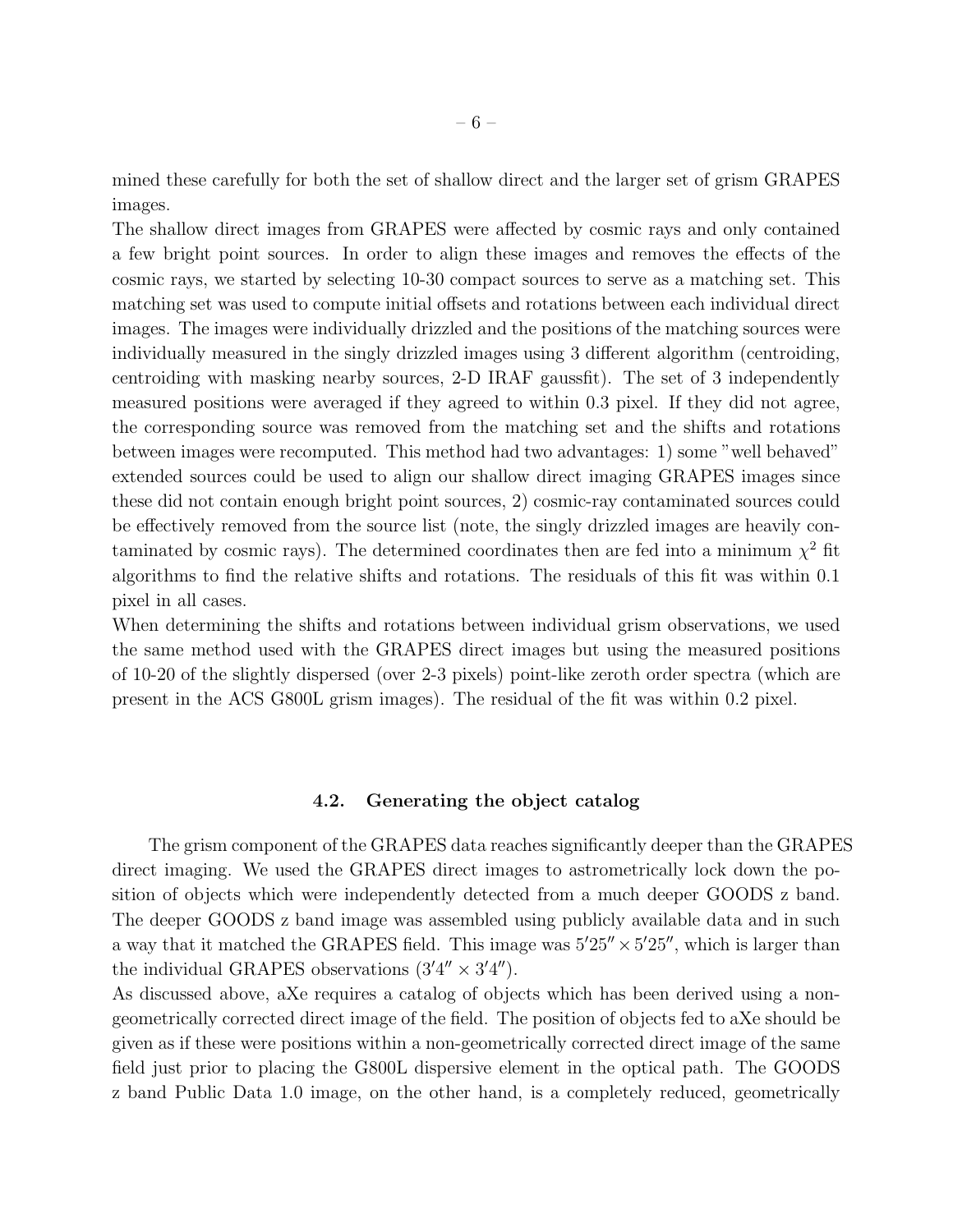mined these carefully for both the set of shallow direct and the larger set of grism GRAPES images.

The shallow direct images from GRAPES were affected by cosmic rays and only contained a few bright point sources. In order to align these images and removes the effects of the cosmic rays, we started by selecting 10-30 compact sources to serve as a matching set. This matching set was used to compute initial offsets and rotations between each individual direct images. The images were individually drizzled and the positions of the matching sources were individually measured in the singly drizzled images using 3 different algorithm (centroiding, centroiding with masking nearby sources, 2-D IRAF gaussfit). The set of 3 independently measured positions were averaged if they agreed to within 0.3 pixel. If they did not agree, the corresponding source was removed from the matching set and the shifts and rotations between images were recomputed. This method had two advantages: 1) some "well behaved" extended sources could be used to align our shallow direct imaging GRAPES images since these did not contain enough bright point sources, 2) cosmic-ray contaminated sources could be effectively removed from the source list (note, the singly drizzled images are heavily contaminated by cosmic rays). The determined coordinates then are fed into a minimum $\chi^2$ fit algorithms to find the relative shifts and rotations. The residuals of this fit was within 0.1 pixel in all cases.

When determining the shifts and rotations between individual grism observations, we used the same method used with the GRAPES direct images but using the measured positions of 10-20 of the slightly dispersed (over 2-3 pixels) point-like zeroth order spectra (which are present in the ACS G800L grism images). The residual of the fit was within 0.2 pixel.

### 4.2. Generating the object catalog

The grism component of the GRAPES data reaches significantly deeper than the GRAPES direct imaging. We used the GRAPES direct images to astrometrically lock down the position of objects which were independently detected from a much deeper GOODS z band. The deeper GOODS z band image was assembled using publicly available data and in such a way that it matched the GRAPES field. This image was $5'25'' \times 5'25''$, which is larger than the individual GRAPES observations ($3'4'' \times 3'4''$).

As discussed above, aXe requires a catalog of objects which has been derived using a non-geometrically corrected direct image of the field. The position of objects fed to aXe should be given as if these were positions within a non-geometrically corrected direct image of the same field just prior to placing the G800L dispersive element in the optical path. The GOODS z band Public Data 1.0 image, on the other hand, is a completely reduced, geometrically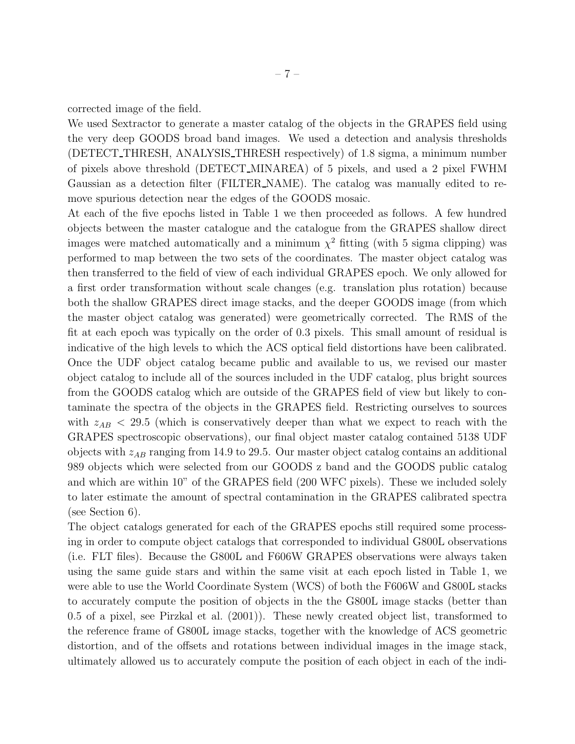corrected image of the field.

We used Sextractor to generate a master catalog of the objects in the GRAPES field using the very deep GOODS broad band images. We used a detection and analysis thresholds (DETECT_THRESH, ANALYSIS_THRESH respectively) of 1.8 sigma, a minimum number of pixels above threshold (DETECT_MINAREA) of 5 pixels, and used a 2 pixel FWHM Gaussian as a detection filter (FILTER_NAME). The catalog was manually edited to remove spurious detection near the edges of the GOODS mosaic.

At each of the five epochs listed in Table 1 we then proceeded as follows. A few hundred objects between the master catalogue and the catalogue from the GRAPES shallow direct images were matched automatically and a minimum $\chi^2$ fitting (with 5 sigma clipping) was performed to map between the two sets of the coordinates. The master object catalog was then transferred to the field of view of each individual GRAPES epoch. We only allowed for a first order transformation without scale changes (e.g. translation plus rotation) because both the shallow GRAPES direct image stacks, and the deeper GOODS image (from which the master object catalog was generated) were geometrically corrected. The RMS of the fit at each epoch was typically on the order of 0.3 pixels. This small amount of residual is indicative of the high levels to which the ACS optical field distortions have been calibrated. Once the UDF object catalog became public and available to us, we revised our master object catalog to include all of the sources included in the UDF catalog, plus bright sources from the GOODS catalog which are outside of the GRAPES field of view but likely to contaminate the spectra of the objects in the GRAPES field. Restricting ourselves to sources with $z_{AB} < 29.5$ (which is conservatively deeper than what we expect to reach with the GRAPES spectroscopic observations), our final object master catalog contained 5138 UDF objects with $z_{AB}$ ranging from 14.9 to 29.5. Our master object catalog contains an additional 989 objects which were selected from our GOODS z band and the GOODS public catalog and which are within 10" of the GRAPES field (200 WFC pixels). These we included solely to later estimate the amount of spectral contamination in the GRAPES calibrated spectra (see Section 6).

The object catalogs generated for each of the GRAPES epochs still required some processing in order to compute object catalogs that corresponded to individual G800L observations (i.e. FLT files). Because the G800L and F606W GRAPES observations were always taken using the same guide stars and within the same visit at each epoch listed in Table 1, we were able to use the World Coordinate System (WCS) of both the F606W and G800L stacks to accurately compute the position of objects in the the G800L image stacks (better than 0.5 of a pixel, see Pirzkal et al. (2001)). These newly created object list, transformed to the reference frame of G800L image stacks, together with the knowledge of ACS geometric distortion, and of the offsets and rotations between individual images in the image stack, ultimately allowed us to accurately compute the position of each object in each of the indi-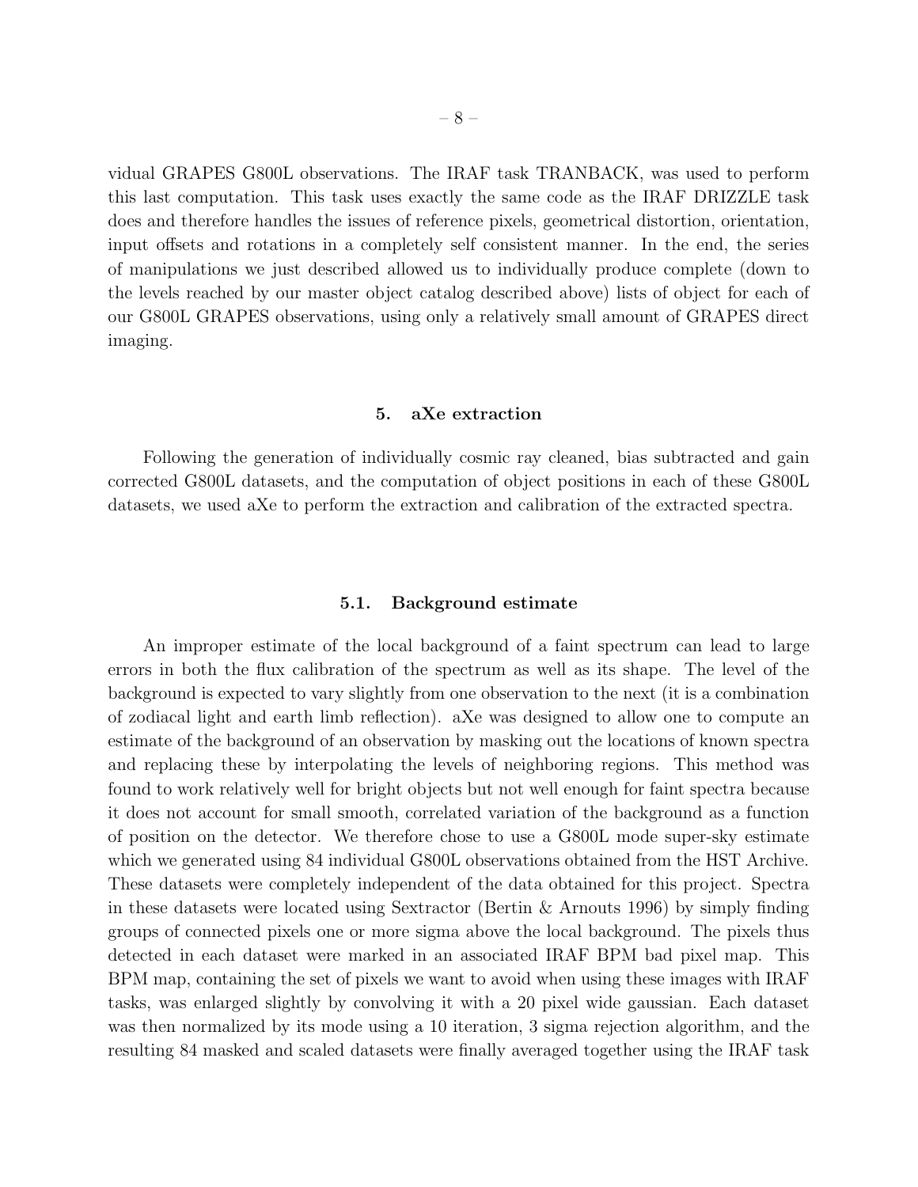vidual GRAPES G800L observations. The IRAF task TRANBACK, was used to perform this last computation. This task uses exactly the same code as the IRAF DRIZZLE task does and therefore handles the issues of reference pixels, geometrical distortion, orientation, input offsets and rotations in a completely self consistent manner. In the end, the series of manipulations we just described allowed us to individually produce complete (down to the levels reached by our master object catalog described above) lists of object for each of our G800L GRAPES observations, using only a relatively small amount of GRAPES direct imaging.

## 5. aXe extraction

Following the generation of individually cosmic ray cleaned, bias subtracted and gain corrected G800L datasets, and the computation of object positions in each of these G800L datasets, we used aXe to perform the extraction and calibration of the extracted spectra.

### 5.1. Background estimate

An improper estimate of the local background of a faint spectrum can lead to large errors in both the flux calibration of the spectrum as well as its shape. The level of the background is expected to vary slightly from one observation to the next (it is a combination of zodiacal light and earth limb reflection). aXe was designed to allow one to compute an estimate of the background of an observation by masking out the locations of known spectra and replacing these by interpolating the levels of neighboring regions. This method was found to work relatively well for bright objects but not well enough for faint spectra because it does not account for small smooth, correlated variation of the background as a function of position on the detector. We therefore chose to use a G800L mode super-sky estimate which we generated using 84 individual G800L observations obtained from the HST Archive. These datasets were completely independent of the data obtained for this project. Spectra in these datasets were located using Sextractor (Bertin & Arnouts 1996) by simply finding groups of connected pixels one or more sigma above the local background. The pixels thus detected in each dataset were marked in an associated IRAF BPM bad pixel map. This BPM map, containing the set of pixels we want to avoid when using these images with IRAF tasks, was enlarged slightly by convolving it with a 20 pixel wide gaussian. Each dataset was then normalized by its mode using a 10 iteration, 3 sigma rejection algorithm, and the resulting 84 masked and scaled datasets were finally averaged together using the IRAF task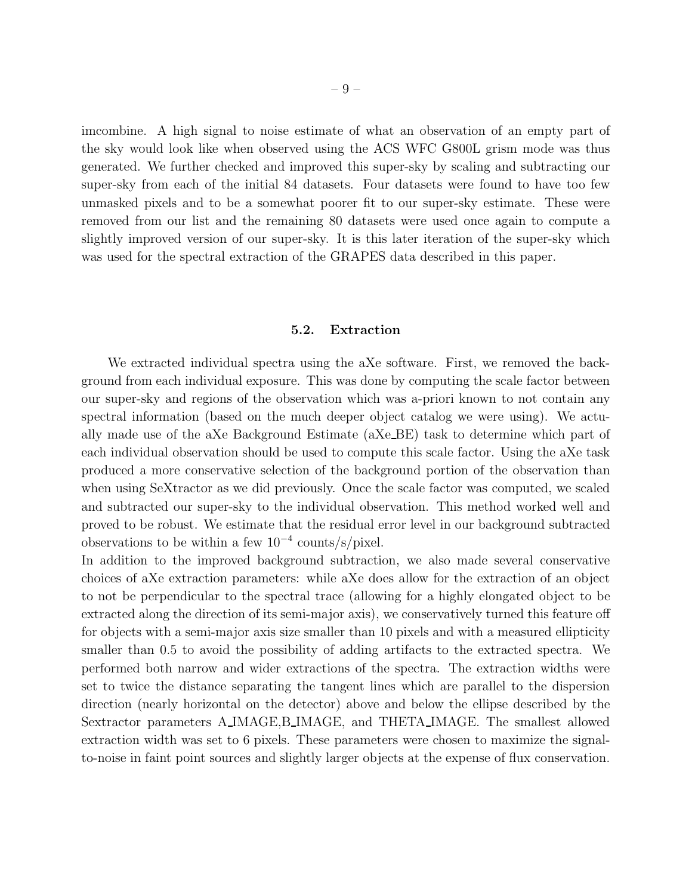imcombine. A high signal to noise estimate of what an observation of an empty part of the sky would look like when observed using the ACS WFC G800L grism mode was thus generated. We further checked and improved this super-sky by scaling and subtracting our super-sky from each of the initial 84 datasets. Four datasets were found to have too few unmasked pixels and to be a somewhat poorer fit to our super-sky estimate. These were removed from our list and the remaining 80 datasets were used once again to compute a slightly improved version of our super-sky. It is this later iteration of the super-sky which was used for the spectral extraction of the GRAPES data described in this paper.

### 5.2. Extraction

We extracted individual spectra using the aXe software. First, we removed the background from each individual exposure. This was done by computing the scale factor between our super-sky and regions of the observation which was a-priori known to not contain any spectral information (based on the much deeper object catalog we were using). We actually made use of the aXe Background Estimate (aXe_BE) task to determine which part of each individual observation should be used to compute this scale factor. Using the aXe task produced a more conservative selection of the background portion of the observation than when using SeXtractor as we did previously. Once the scale factor was computed, we scaled and subtracted our super-sky to the individual observation. This method worked well and proved to be robust. We estimate that the residual error level in our background subtracted observations to be within a few $10^{-4}$ counts/s/pixel.

In addition to the improved background subtraction, we also made several conservative choices of aXe extraction parameters: while aXe does allow for the extraction of an object to not be perpendicular to the spectral trace (allowing for a highly elongated object to be extracted along the direction of its semi-major axis), we conservatively turned this feature off for objects with a semi-major axis size smaller than 10 pixels and with a measured ellipticity smaller than 0.5 to avoid the possibility of adding artifacts to the extracted spectra. We performed both narrow and wider extractions of the spectra. The extraction widths were set to twice the distance separating the tangent lines which are parallel to the dispersion direction (nearly horizontal on the detector) above and below the ellipse described by the Sextractor parameters A_IMAGE,B_IMAGE, and THETA_IMAGE. The smallest allowed extraction width was set to 6 pixels. These parameters were chosen to maximize the signal-to-noise in faint point sources and slightly larger objects at the expense of flux conservation.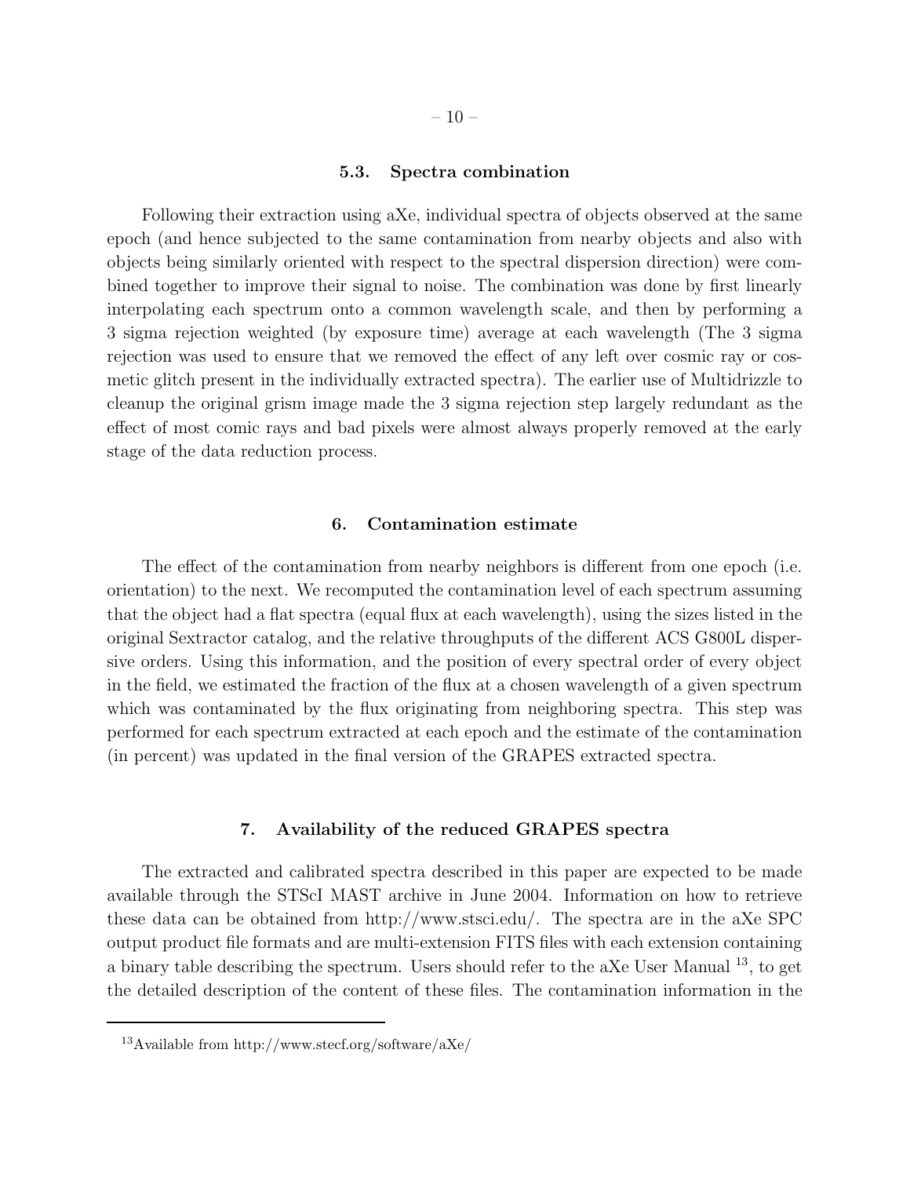### 5.3. Spectra combination

Following their extraction using aXe, individual spectra of objects observed at the same epoch (and hence subjected to the same contamination from nearby objects and also with objects being similarly oriented with respect to the spectral dispersion direction) were combined together to improve their signal to noise. The combination was done by first linearly interpolating each spectrum onto a common wavelength scale, and then by performing a 3 sigma rejection weighted (by exposure time) average at each wavelength (The 3 sigma rejection was used to ensure that we removed the effect of any left over cosmic ray or cosmetic glitch present in the individually extracted spectra). The earlier use of Multidrizzle to cleanup the original grism image made the 3 sigma rejection step largely redundant as the effect of most comic rays and bad pixels were almost always properly removed at the early stage of the data reduction process.

## 6. Contamination estimate

The effect of the contamination from nearby neighbors is different from one epoch (i.e. orientation) to the next. We recomputed the contamination level of each spectrum assuming that the object had a flat spectra (equal flux at each wavelength), using the sizes listed in the original Sextractor catalog, and the relative throughputs of the different ACS G800L dispersive orders. Using this information, and the position of every spectral order of every object in the field, we estimated the fraction of the flux at a chosen wavelength of a given spectrum which was contaminated by the flux originating from neighboring spectra. This step was performed for each spectrum extracted at each epoch and the estimate of the contamination (in percent) was updated in the final version of the GRAPES extracted spectra.

## 7. Availability of the reduced GRAPES spectra

The extracted and calibrated spectra described in this paper are expected to be made available through the STScI MAST archive in June 2004. Information on how to retrieve these data can be obtained from http://www.stsci.edu/. The spectra are in the aXe SPC output product file formats and are multi-extension FITS files with each extension containing a binary table describing the spectrum. Users should refer to the aXe User Manual [13], to get the detailed description of the content of these files. The contamination information in the

[13] Available from http://www.stecf.org/software/aXe/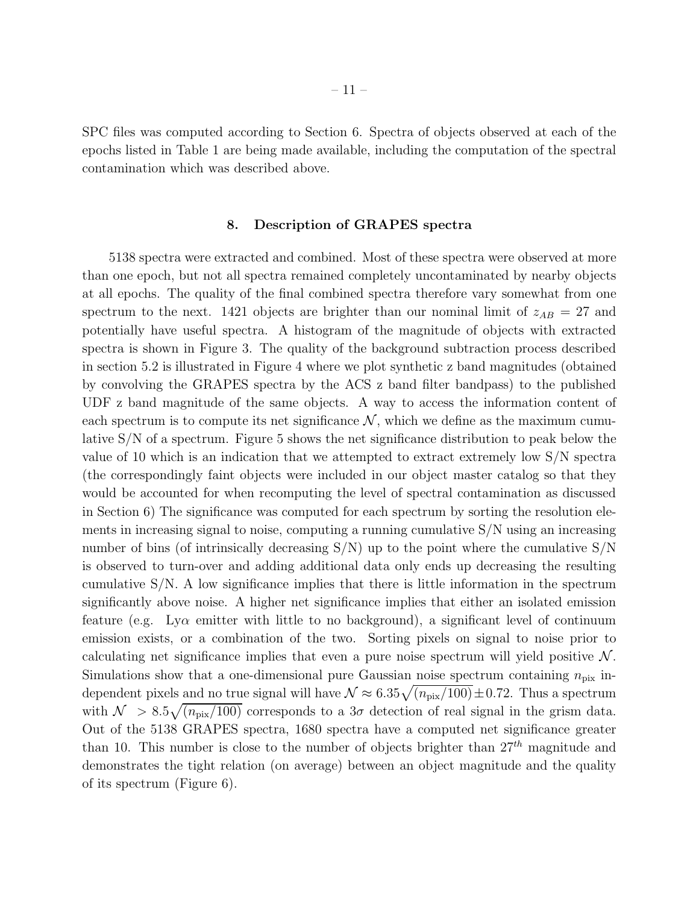SPC files was computed according to Section 6. Spectra of objects observed at each of the epochs listed in Table 1 are being made available, including the computation of the spectral contamination which was described above.

## 8. Description of GRAPES spectra

5138 spectra were extracted and combined. Most of these spectra were observed at more than one epoch, but not all spectra remained completely uncontaminated by nearby objects at all epochs. The quality of the final combined spectra therefore vary somewhat from one spectrum to the next. 1421 objects are brighter than our nominal limit of $z_{AB} = 27$ and potentially have useful spectra. A histogram of the magnitude of objects with extracted spectra is shown in Figure 3. The quality of the background subtraction process described in section 5.2 is illustrated in Figure 4 where we plot synthetic z band magnitudes (obtained by convolving the GRAPES spectra by the ACS z band filter bandpass) to the published UDF z band magnitude of the same objects. A way to access the information content of each spectrum is to compute its net significance $\mathcal{N}$, which we define as the maximum cumulative S/N of a spectrum. Figure 5 shows the net significance distribution to peak below the value of 10 which is an indication that we attempted to extract extremely low S/N spectra (the correspondingly faint objects were included in our object master catalog so that they would be accounted for when recomputing the level of spectral contamination as discussed in Section 6) The significance was computed for each spectrum by sorting the resolution elements in increasing signal to noise, computing a running cumulative S/N using an increasing number of bins (of intrinsically decreasing S/N) up to the point where the cumulative S/N is observed to turn-over and adding additional data only ends up decreasing the resulting cumulative S/N. A low significance implies that there is little information in the spectrum significantly above noise. A higher net significance implies that either an isolated emission feature (e.g. Ly$\alpha$ emitter with little to no background), a significant level of continuum emission exists, or a combination of the two. Sorting pixels on signal to noise prior to calculating net significance implies that even a pure noise spectrum will yield positive $\mathcal{N}$. Simulations show that a one-dimensional pure Gaussian noise spectrum containing $n_{\rm pix}$ independent pixels and no true signal will have $\mathcal{N} \approx 6.35\sqrt{(n_{\rm pix}/100)} \pm 0.72$. Thus a spectrum with $\mathcal{N} > 8.5\sqrt{(n_{\rm pix}/100)}$ corresponds to a $3\sigma$ detection of real signal in the grism data. Out of the 5138 GRAPES spectra, 1680 spectra have a computed net significance greater than 10. This number is close to the number of objects brighter than $27^{th}$ magnitude and demonstrates the tight relation (on average) between an object magnitude and the quality of its spectrum (Figure 6).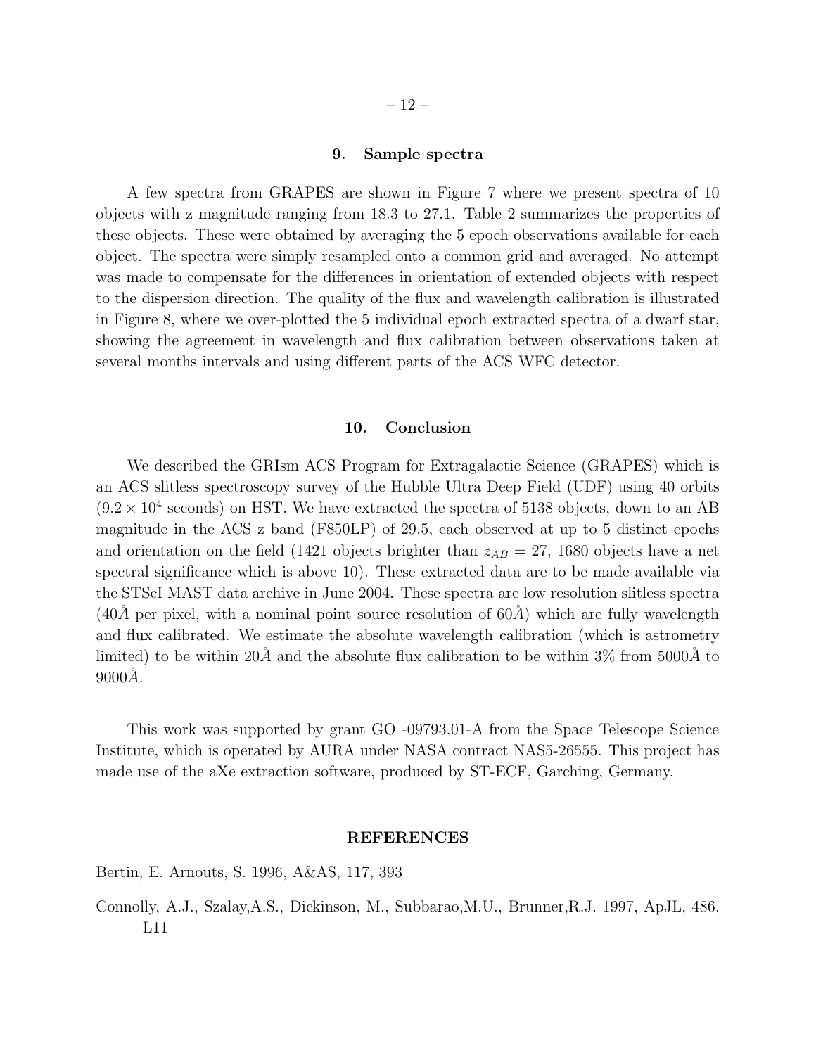## 9. Sample spectra

A few spectra from GRAPES are shown in Figure 7 where we present spectra of 10 objects with z magnitude ranging from 18.3 to 27.1. Table 2 summarizes the properties of these objects. These were obtained by averaging the 5 epoch observations available for each object. The spectra were simply resampled onto a common grid and averaged. No attempt was made to compensate for the differences in orientation of extended objects with respect to the dispersion direction. The quality of the flux and wavelength calibration is illustrated in Figure 8, where we over-plotted the 5 individual epoch extracted spectra of a dwarf star, showing the agreement in wavelength and flux calibration between observations taken at several months intervals and using different parts of the ACS WFC detector.

## 10. Conclusion

We described the GRIsm ACS Program for Extragalactic Science (GRAPES) which is an ACS slitless spectroscopy survey of the Hubble Ultra Deep Field (UDF) using 40 orbits ($9.2 \times 10^4$ seconds) on HST. We have extracted the spectra of 5138 objects, down to an AB magnitude in the ACS z band (F850LP) of 29.5, each observed at up to 5 distinct epochs and orientation on the field (1421 objects brighter than $z_{AB} = 27$, 1680 objects have a net spectral significance which is above 10). These extracted data are to be made available via the STScI MAST data archive in June 2004. These spectra are low resolution slitless spectra ($40\AA$ per pixel, with a nominal point source resolution of $60\AA$) which are fully wavelength and flux calibrated. We estimate the absolute wavelength calibration (which is astrometry limited) to be within $20\AA$ and the absolute flux calibration to be within 3% from $5000\AA$ to $9000\AA$.

This work was supported by grant GO -09793.01-A from the Space Telescope Science Institute, which is operated by AURA under NASA contract NAS5-26555. This project has made use of the aXe extraction software, produced by ST-ECF, Garching, Germany.

## REFERENCES

Bertin, E. Arnouts, S. 1996, A&AS, 117, 393

Connolly, A.J., Szalay,A.S., Dickinson, M., Subbarao,M.U., Brunner,R.J. 1997, ApJL, 486, L11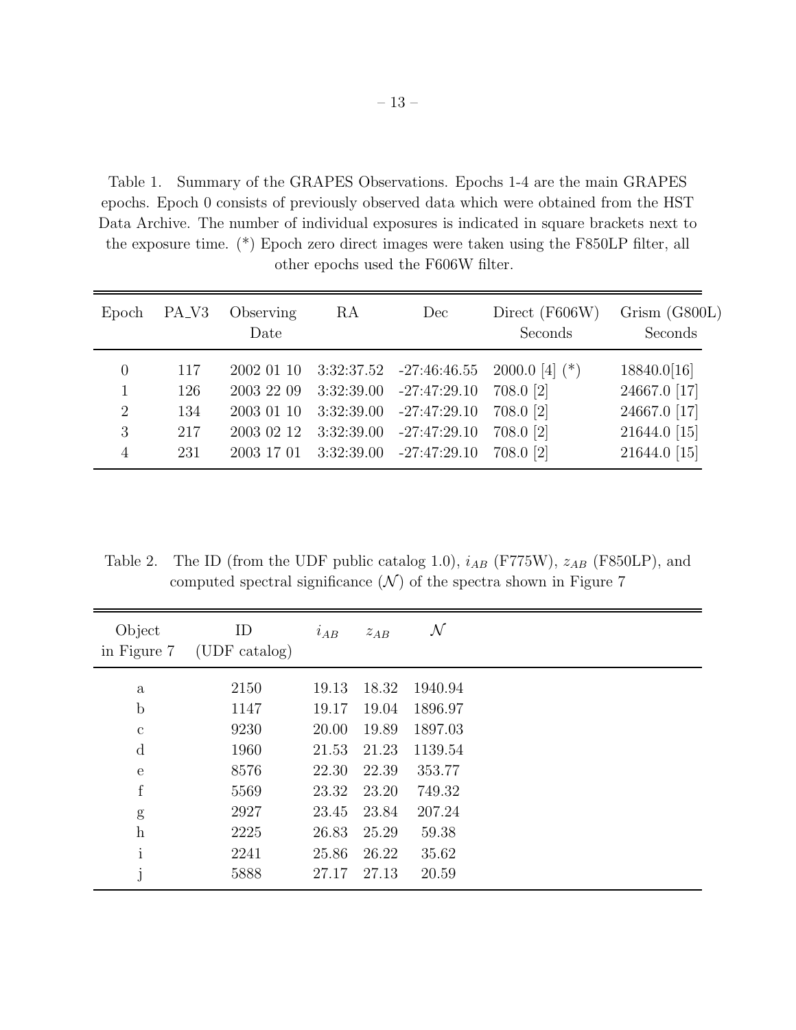Table 1. Summary of the GRAPES Observations. Epochs 1-4 are the main GRAPES epochs. Epoch 0 consists of previously observed data which were obtained from the HST Data Archive. The number of individual exposures is indicated in square brackets next to the exposure time. (*) Epoch zero direct images were taken using the F850LP filter, all other epochs used the F606W filter.

| Epoch | PA_V3 | Observing Date | RA | Dec | Direct (F606W) Seconds | Grism (G800L) Seconds |
|---|---|---|---|---|---|---|
| 0 | 117 | 2002 01 10 | 3:32:37.52 | -27:46:46.55 | 2000.0 [4] (*) | 18840.0[16] |
| 1 | 126 | 2003 22 09 | 3:32:39.00 | -27:47:29.10 | 708.0 [2] | 24667.0 [17] |
| 2 | 134 | 2003 01 10 | 3:32:39.00 | -27:47:29.10 | 708.0 [2] | 24667.0 [17] |
| 3 | 217 | 2003 02 12 | 3:32:39.00 | -27:47:29.10 | 708.0 [2] | 21644.0 [15] |
| 4 | 231 | 2003 17 01 | 3:32:39.00 | -27:47:29.10 | 708.0 [2] | 21644.0 [15] |

Table 2. The ID (from the UDF public catalog 1.0), $i_{AB}$ (F775W), $z_{AB}$ (F850LP), and computed spectral significance ($\mathcal{N}$) of the spectra shown in Figure 7

| Object in Figure 7 | ID (UDF catalog) | $i_{AB}$ | $z_{AB}$ | $\mathcal{N}$ |
|---|---|---|---|---|
| a | 2150 | 19.13 | 18.32 | 1940.94 |
| b | 1147 | 19.17 | 19.04 | 1896.97 |
| c | 9230 | 20.00 | 19.89 | 1897.03 |
| d | 1960 | 21.53 | 21.23 | 1139.54 |
| e | 8576 | 22.30 | 22.39 | 353.77 |
| f | 5569 | 23.32 | 23.20 | 749.32 |
| g | 2927 | 23.45 | 23.84 | 207.24 |
| h | 2225 | 26.83 | 25.29 | 59.38 |
| i | 2241 | 25.86 | 26.22 | 35.62 |
| j | 5888 | 27.17 | 27.13 | 20.59 |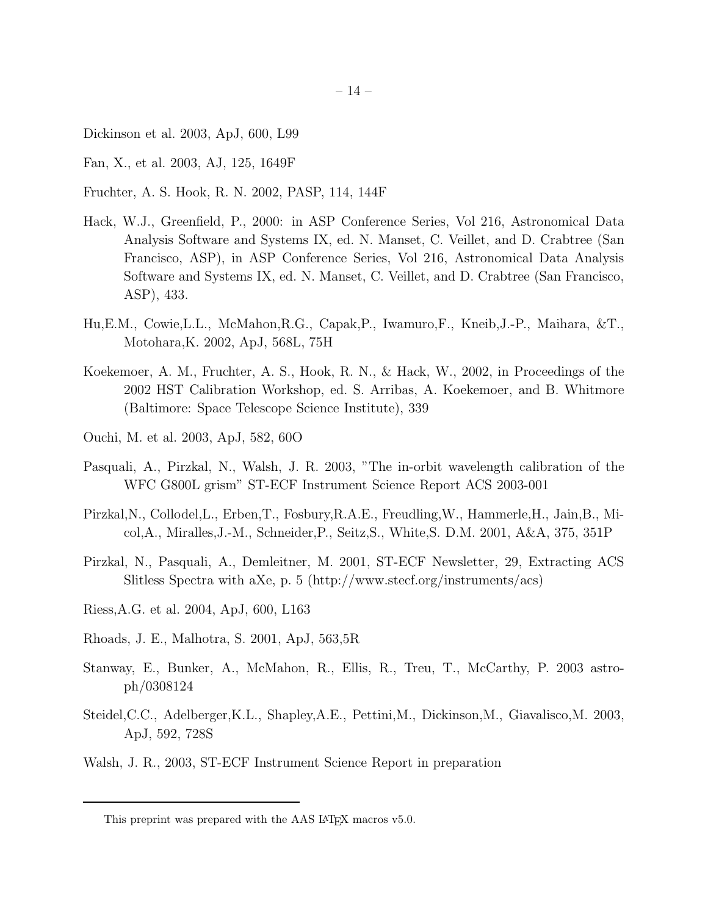Dickinson et al. 2003, ApJ, 600, L99

Fan, X., et al. 2003, AJ, 125, 1649F

Fruchter, A. S. Hook, R. N. 2002, PASP, 114, 144F

Hack, W.J., Greenfield, P., 2000: in ASP Conference Series, Vol 216, Astronomical Data Analysis Software and Systems IX, ed. N. Manset, C. Veillet, and D. Crabtree (San Francisco, ASP), in ASP Conference Series, Vol 216, Astronomical Data Analysis Software and Systems IX, ed. N. Manset, C. Veillet, and D. Crabtree (San Francisco, ASP), 433.

Hu,E.M., Cowie,L.L., McMahon,R.G., Capak,P., Iwamuro,F., Kneib,J.-P., Maihara, &T., Motohara,K. 2002, ApJ, 568L, 75H

Koekemoer, A. M., Fruchter, A. S., Hook, R. N., & Hack, W., 2002, in Proceedings of the 2002 HST Calibration Workshop, ed. S. Arribas, A. Koekemoer, and B. Whitmore (Baltimore: Space Telescope Science Institute), 339

Ouchi, M. et al. 2003, ApJ, 582, 60O

Pasquali, A., Pirzkal, N., Walsh, J. R. 2003, "The in-orbit wavelength calibration of the WFC G800L grism" ST-ECF Instrument Science Report ACS 2003-001

Pirzkal,N., Collodel,L., Erben,T., Fosbury,R.A.E., Freudling,W., Hammerle,H., Jain,B., Micol,A., Miralles,J.-M., Schneider,P., Seitz,S., White,S. D.M. 2001, A&A, 375, 351P

Pirzkal, N., Pasquali, A., Demleitner, M. 2001, ST-ECF Newsletter, 29, Extracting ACS Slitless Spectra with aXe, p. 5 (http://www.stecf.org/instruments/acs)

Riess,A.G. et al. 2004, ApJ, 600, L163

Rhoads, J. E., Malhotra, S. 2001, ApJ, 563,5R

Stanway, E., Bunker, A., McMahon, R., Ellis, R., Treu, T., McCarthy, P. 2003 astro-ph/0308124

Steidel,C.C., Adelberger,K.L., Shapley,A.E., Pettini,M., Dickinson,M., Giavalisco,M. 2003, ApJ, 592, 728S

Walsh, J. R., 2003, ST-ECF Instrument Science Report in preparation

---

This preprint was prepared with the AAS LaTeX macros v5.0.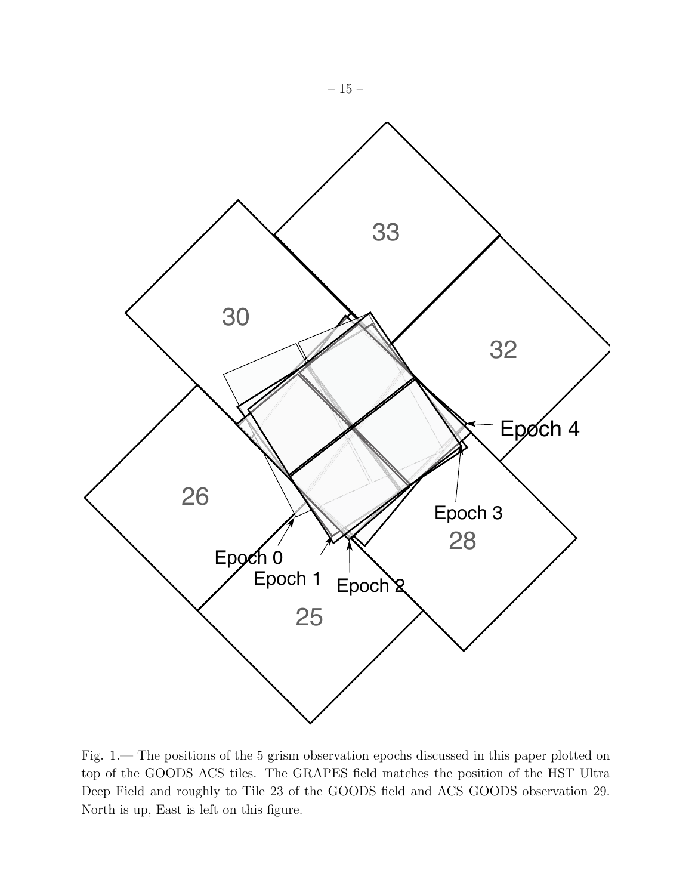Fig. 1.— The positions of the 5 grism observation epochs discussed in this paper plotted on top of the GOODS ACS tiles. The GRAPES field matches the position of the HST Ultra Deep Field and roughly to Tile 23 of the GOODS field and ACS GOODS observation 29. North is up, East is left on this figure.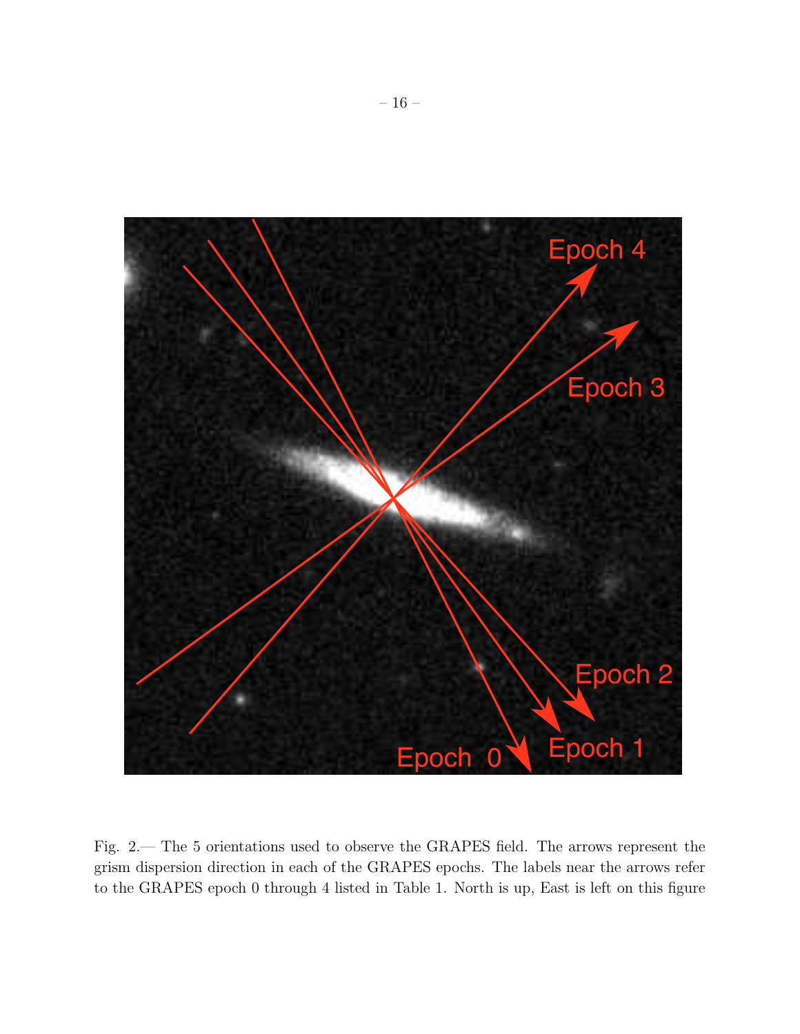Fig. 2.— The 5 orientations used to observe the GRAPES field. The arrows represent the grism dispersion direction in each of the GRAPES epochs. The labels near the arrows refer to the GRAPES epoch 0 through 4 listed in Table 1. North is up, East is left on this figure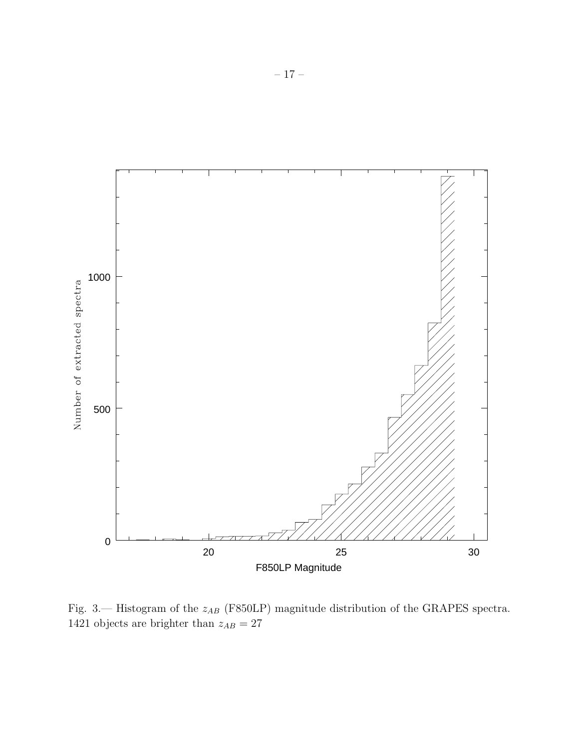Fig. 3.— Histogram of the $z_{AB}$ (F850LP) magnitude distribution of the GRAPES spectra. 1421 objects are brighter than $z_{AB} = 27$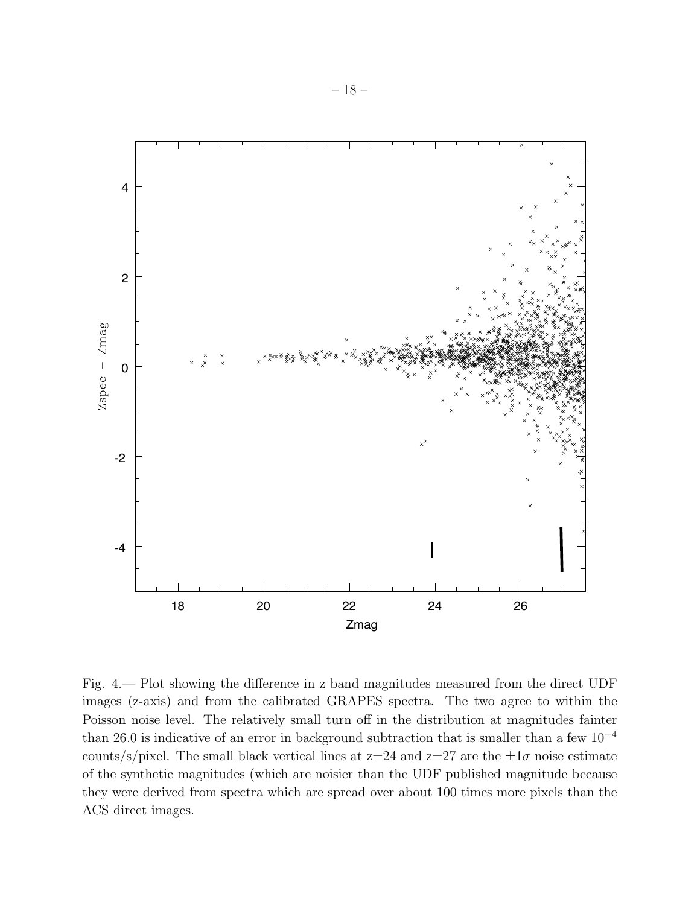Fig. 4.— Plot showing the difference in z band magnitudes measured from the direct UDF images (z-axis) and from the calibrated GRAPES spectra. The two agree to within the Poisson noise level. The relatively small turn off in the distribution at magnitudes fainter than 26.0 is indicative of an error in background subtraction that is smaller than a few $10^{-4}$ counts/s/pixel. The small black vertical lines at z=24 and z=27 are the $\pm 1\sigma$ noise estimate of the synthetic magnitudes (which are noisier than the UDF published magnitude because they were derived from spectra which are spread over about 100 times more pixels than the ACS direct images.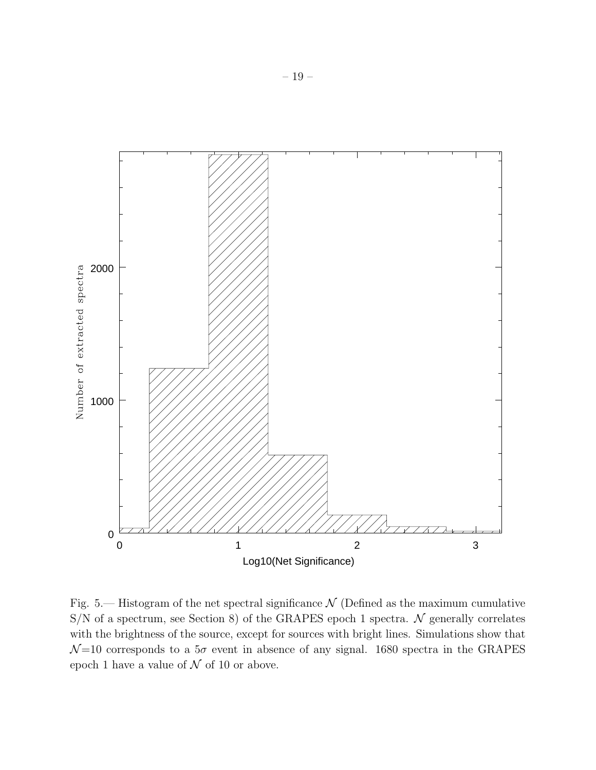Fig. 5.— Histogram of the net spectral significance $\mathcal{N}$ (Defined as the maximum cumulative S/N of a spectrum, see Section 8) of the GRAPES epoch 1 spectra. $\mathcal{N}$ generally correlates with the brightness of the source, except for sources with bright lines. Simulations show that $\mathcal{N}$=10 corresponds to a $5\sigma$ event in absence of any signal. 1680 spectra in the GRAPES epoch 1 have a value of $\mathcal{N}$ of 10 or above.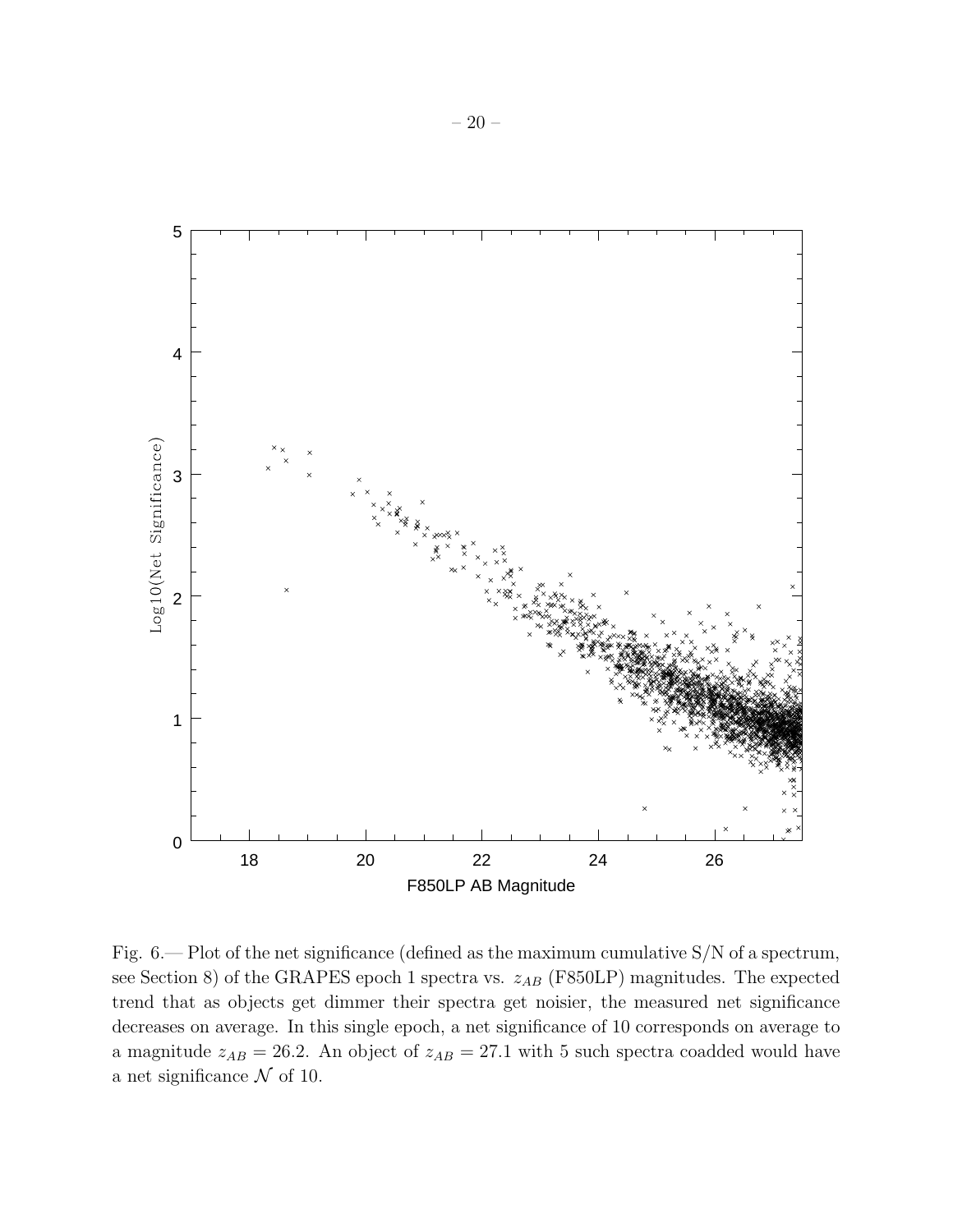Fig. 6.— Plot of the net significance (defined as the maximum cumulative S/N of a spectrum, see Section 8) of the GRAPES epoch 1 spectra vs. $z_{AB}$ (F850LP) magnitudes. The expected trend that as objects get dimmer their spectra get noisier, the measured net significance decreases on average. In this single epoch, a net significance of 10 corresponds on average to a magnitude $z_{AB} = 26.2$. An object of $z_{AB} = 27.1$ with 5 such spectra coadded would have a net significance $\mathcal{N}$ of 10.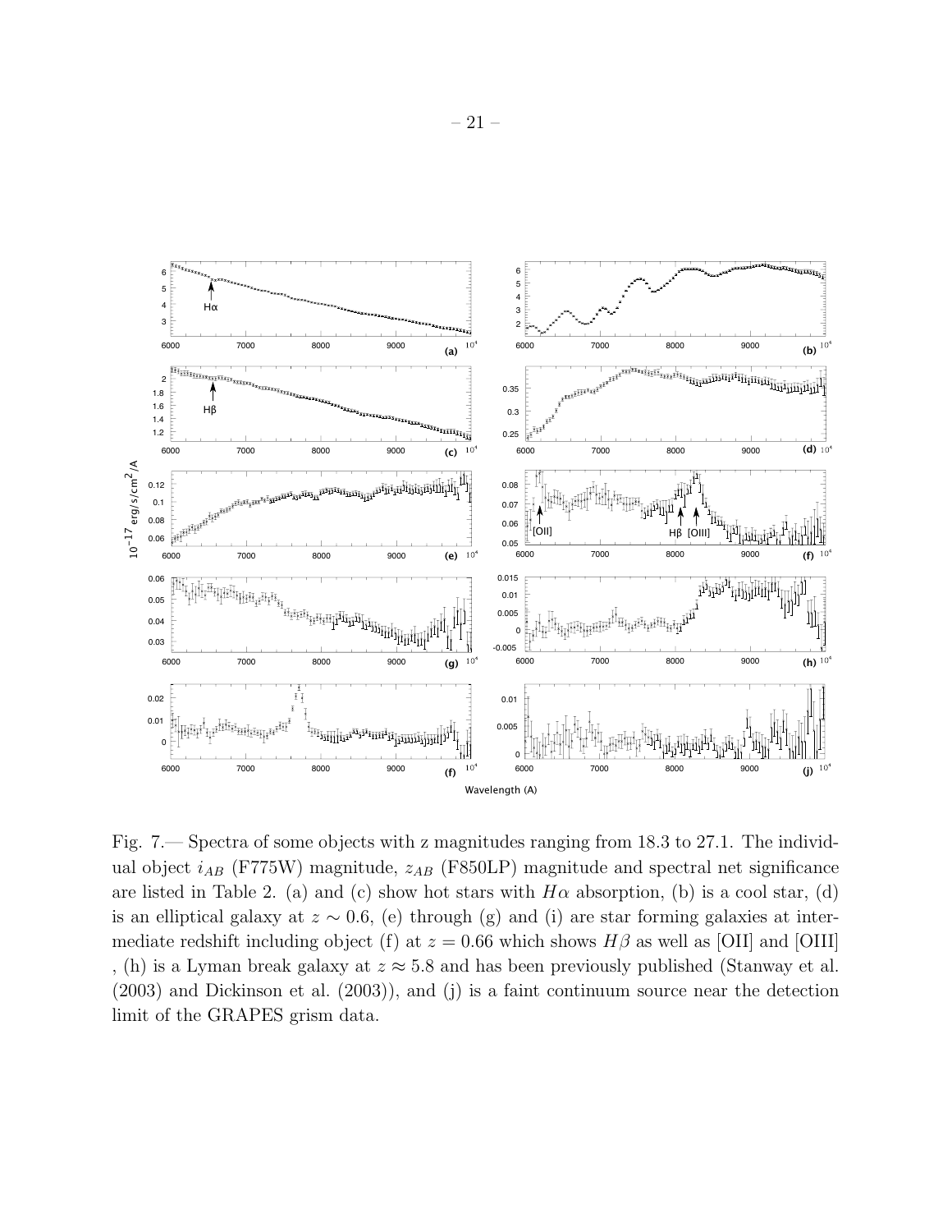Fig. 7.— Spectra of some objects with z magnitudes ranging from 18.3 to 27.1. The individual object $i_{AB}$ (F775W) magnitude, $z_{AB}$ (F850LP) magnitude and spectral net significance are listed in Table 2. (a) and (c) show hot stars with $H\alpha$ absorption, (b) is a cool star, (d) is an elliptical galaxy at $z \sim 0.6$, (e) through (g) and (i) are star forming galaxies at intermediate redshift including object (f) at $z = 0.66$ which shows $H\beta$ as well as [OII] and [OIII] , (h) is a Lyman break galaxy at $z \approx 5.8$ and has been previously published (Stanway et al. (2003) and Dickinson et al. (2003)), and (j) is a faint continuum source near the detection limit of the GRAPES grism data.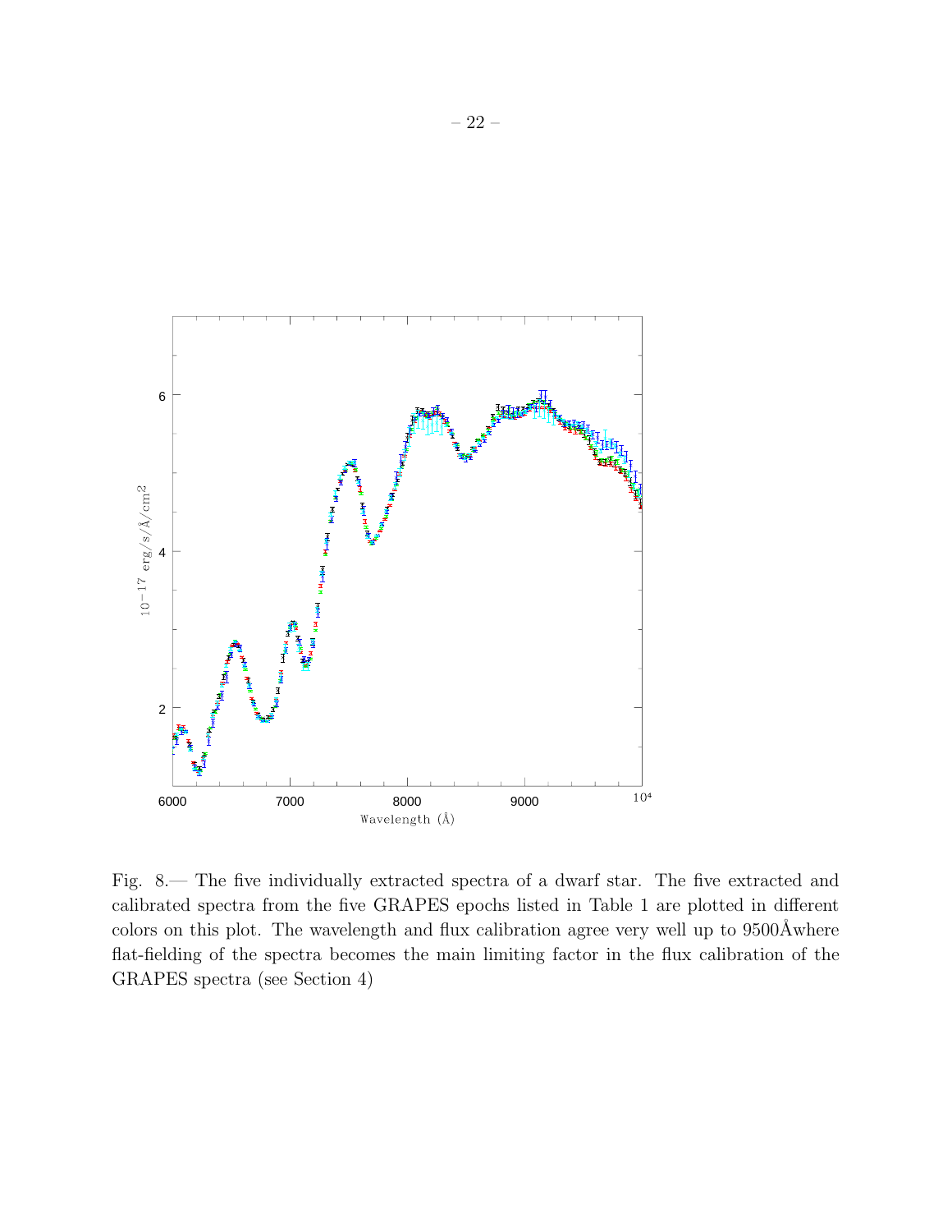6

4

2

6000

7000

8000

9000

$10^4$

$10^{-17}$ erg/s/Å/cm$^2$

Wavelength (Å)

Fig. 8.— The five individually extracted spectra of a dwarf star. The five extracted and calibrated spectra from the five GRAPES epochs listed in Table 1 are plotted in different colors on this plot. The wavelength and flux calibration agree very well up to 9500Åwhere flat-fielding of the spectra becomes the main limiting factor in the flux calibration of the GRAPES spectra (see Section 4)